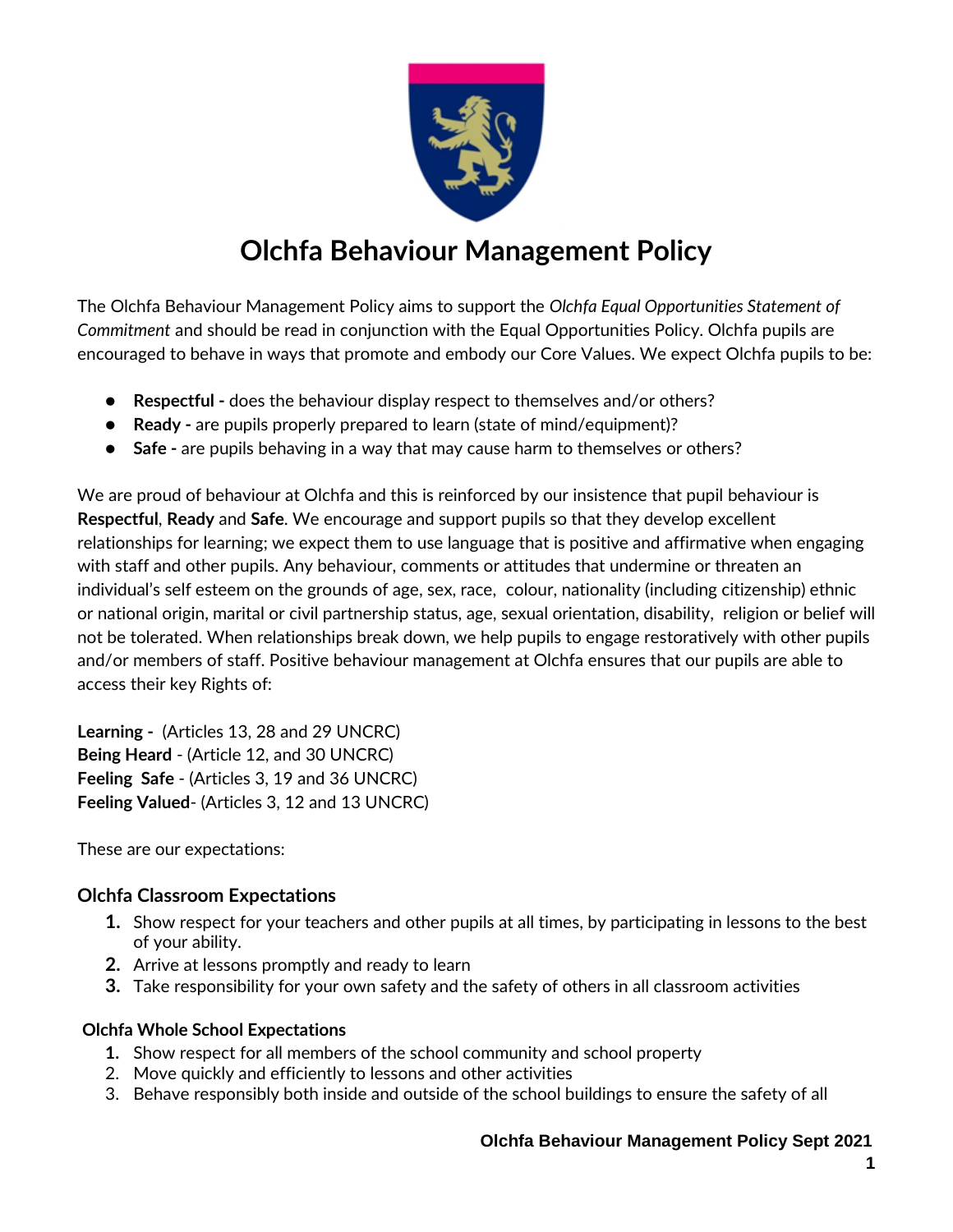# Olchfa Behaviour Management Policy

The Olchfa Behaviour Management Policy aims to support the *Olchfa Equal Opportunities Statement of Commitment* and should be read in conjunction with the Equal Opportunities Policy. Olchfa pupils are encouraged to behave in ways that promote and embody our Core Values. We expect Olchfa pupils to be:

- **Respectful -** does the behaviour display respect to themselves and/or others?
- **Ready -** are pupils properly prepared to learn (state of mind/equipment)?
- **Safe -** are pupils behaving in a way that may cause harm to themselves or others?

We are proud of behaviour at Olchfa and this is reinforced by our insistence that pupil behaviour is **Respectful**, **Ready** and **Safe**. We encourage and support pupils so that they develop excellent relationships for learning; we expect them to use language that is positive and affirmative when engaging with staff and other pupils. Any behaviour, comments or attitudes that undermine or threaten an individual's self esteem on the grounds of age, sex, race, colour, nationality (including citizenship) ethnic or national origin, marital or civil partnership status, age, sexual orientation, disability, religion or belief will not be tolerated. When relationships break down, we help pupils to engage restoratively with other pupils and/or members of staff. Positive behaviour management at Olchfa ensures that our pupils are able to access their key Rights of:

**Learning -** (Articles 13, 28 and 29 UNCRC)
**Being Heard** - (Article 12, and 30 UNCRC)
**Feeling Safe** - (Articles 3, 19 and 36 UNCRC)
**Feeling Valued**- (Articles 3, 12 and 13 UNCRC)

These are our expectations:

### Olchfa Classroom Expectations

1. Show respect for your teachers and other pupils at all times, by participating in lessons to the best of your ability.
2. Arrive at lessons promptly and ready to learn
3. Take responsibility for your own safety and the safety of others in all classroom activities

#### Olchfa Whole School Expectations

1. Show respect for all members of the school community and school property
2. Move quickly and efficiently to lessons and other activities
3. Behave responsibly both inside and outside of the school buildings to ensure the safety of all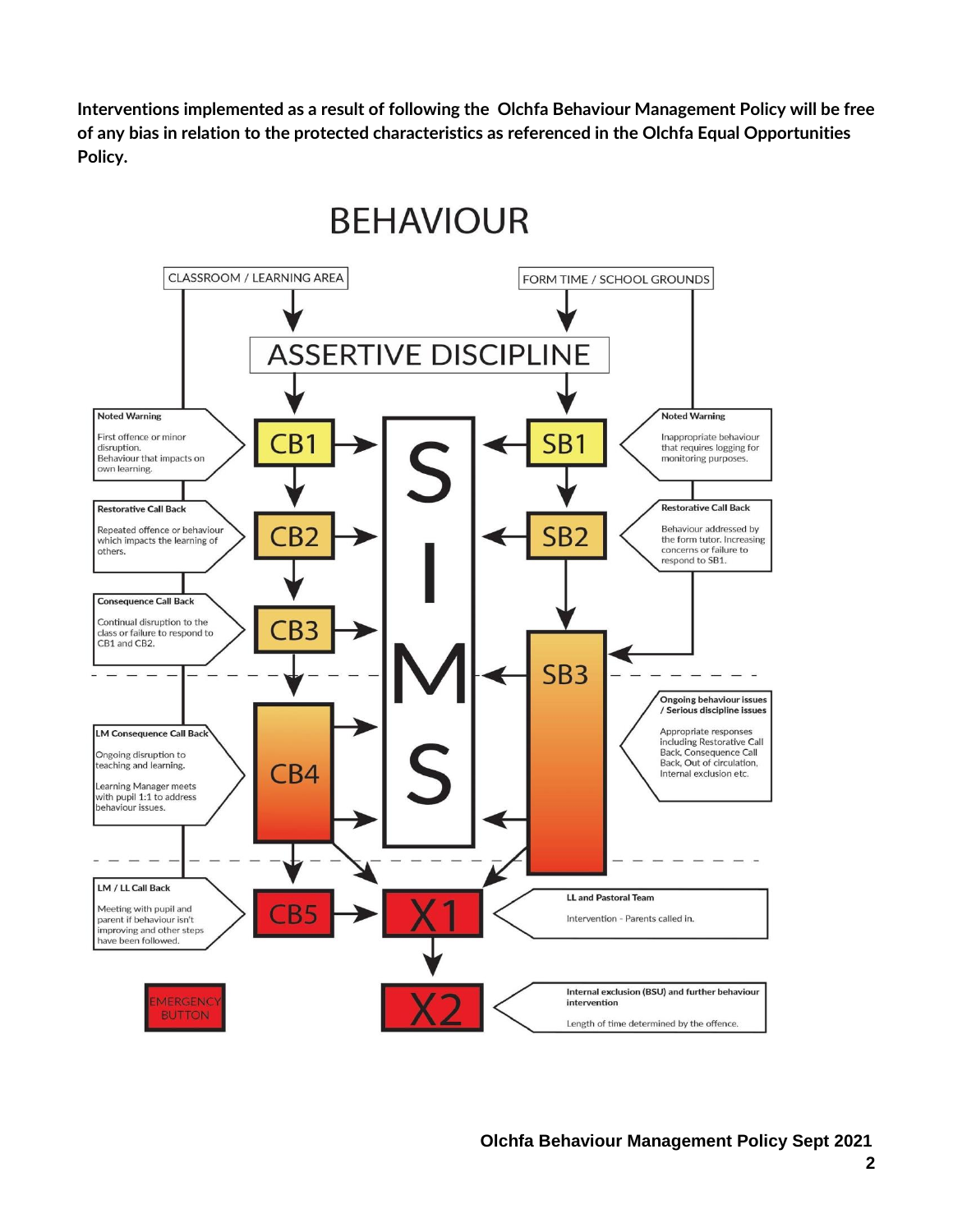**Interventions implemented as a result of following the Olchfa Behaviour Management Policy will be free of any bias in relation to the protected characteristics as referenced in the Olchfa Equal Opportunities Policy.**

# BEHAVIOUR

CLASSROOM / LEARNING AREA

FORM TIME / SCHOOL GROUNDS

ASSERTIVE DISCIPLINE

**Classroom / Learning Area**

- **CB1 – Noted Warning**: First offence or minor disruption. Behaviour that impacts on own learning.
- **CB2 – Restorative Call Back**: Repeated offence or behaviour which impacts the learning of others.
- **CB3 – Consequence Call Back**: Continual disruption to the class or failure to respond to CB1 and CB2.
- **CB4 – LM Consequence Call Back**: Ongoing disruption to teaching and learning. Learning Manager meets with pupil 1:1 to address behaviour issues.
- **CB5 – LM / LL Call Back**: Meeting with pupil and parent if behaviour isn't improving and other steps have been followed.

**Form Time / School Grounds**

- **SB1 – Noted Warning**: Inappropriate behaviour that requires logging for monitoring purposes.
- **SB2 – Restorative Call Back**: Behaviour addressed by the form tutor. Increasing concerns or failure to respond to SB1.
- **SB3 – Ongoing behaviour issues / Serious discipline issues**: Appropriate responses including Restorative Call Back, Consequence Call Back, Out of circulation, Internal exclusion etc.

SIMS

- **X1 – LL and Pastoral Team**: Intervention - Parents called in.
- **X2 – Internal exclusion (BSU) and further behaviour intervention**: Length of time determined by the offence.

EMERGENCY BUTTON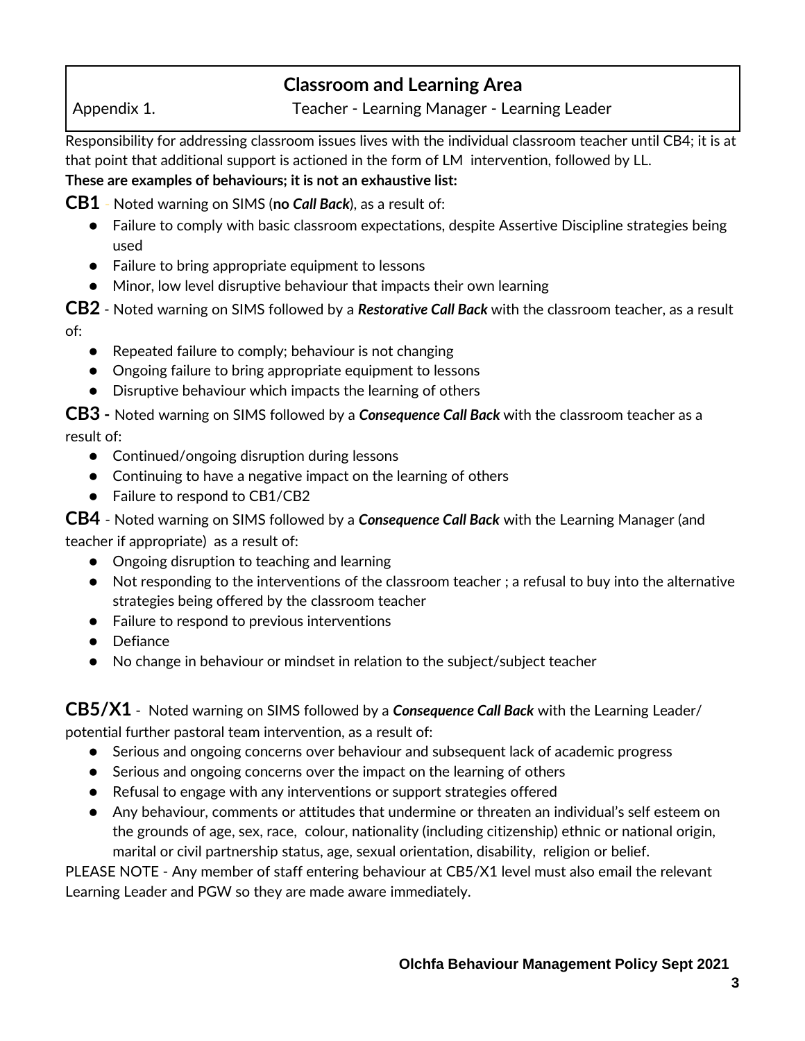## Classroom and Learning Area

Appendix 1. Teacher - Learning Manager - Learning Leader

Responsibility for addressing classroom issues lives with the individual classroom teacher until CB4; it is at that point that additional support is actioned in the form of LM intervention, followed by LL.

**These are examples of behaviours; it is not an exhaustive list:**

**CB1** Noted warning on SIMS (**no *Call Back***), as a result of:

- Failure to comply with basic classroom expectations, despite Assertive Discipline strategies being used
- Failure to bring appropriate equipment to lessons
- Minor, low level disruptive behaviour that impacts their own learning

**CB2** - Noted warning on SIMS followed by a ***Restorative Call Back*** with the classroom teacher, as a result of:

- Repeated failure to comply; behaviour is not changing
- Ongoing failure to bring appropriate equipment to lessons
- Disruptive behaviour which impacts the learning of others

**CB3 -** Noted warning on SIMS followed by a ***Consequence Call Back*** with the classroom teacher as a result of:

- Continued/ongoing disruption during lessons
- Continuing to have a negative impact on the learning of others
- Failure to respond to CB1/CB2

**CB4** - Noted warning on SIMS followed by a ***Consequence Call Back*** with the Learning Manager (and teacher if appropriate) as a result of:

- Ongoing disruption to teaching and learning
- Not responding to the interventions of the classroom teacher ; a refusal to buy into the alternative strategies being offered by the classroom teacher
- Failure to respond to previous interventions
- Defiance
- No change in behaviour or mindset in relation to the subject/subject teacher

**CB5/X1** - Noted warning on SIMS followed by a ***Consequence Call Back*** with the Learning Leader/ potential further pastoral team intervention, as a result of:

- Serious and ongoing concerns over behaviour and subsequent lack of academic progress
- Serious and ongoing concerns over the impact on the learning of others
- Refusal to engage with any interventions or support strategies offered
- Any behaviour, comments or attitudes that undermine or threaten an individual's self esteem on the grounds of age, sex, race, colour, nationality (including citizenship) ethnic or national origin, marital or civil partnership status, age, sexual orientation, disability, religion or belief.

PLEASE NOTE - Any member of staff entering behaviour at CB5/X1 level must also email the relevant Learning Leader and PGW so they are made aware immediately.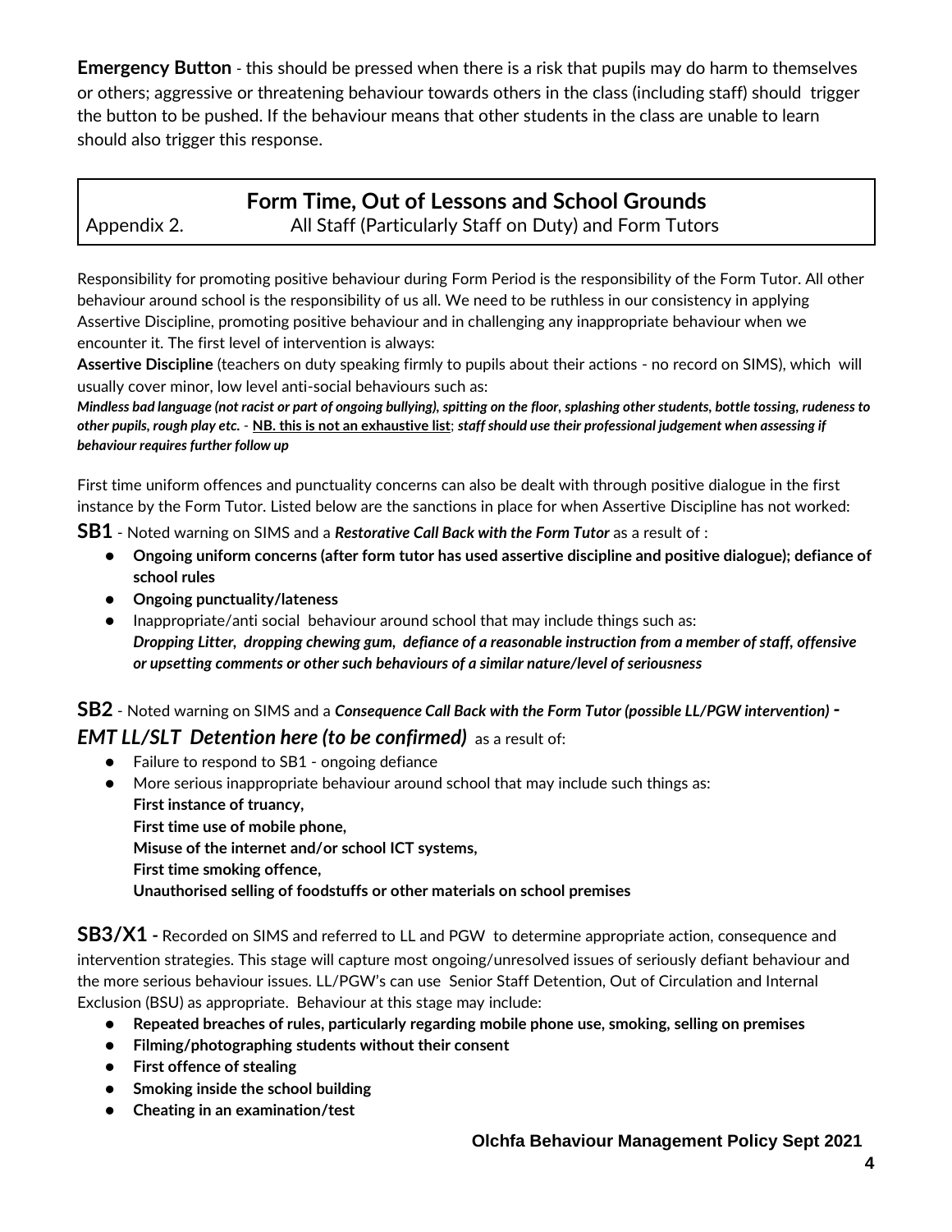**Emergency Button** - this should be pressed when there is a risk that pupils may do harm to themselves or others; aggressive or threatening behaviour towards others in the class (including staff) should trigger the button to be pushed. If the behaviour means that other students in the class are unable to learn should also trigger this response.

## Form Time, Out of Lessons and School Grounds

Appendix 2. All Staff (Particularly Staff on Duty) and Form Tutors

Responsibility for promoting positive behaviour during Form Period is the responsibility of the Form Tutor. All other behaviour around school is the responsibility of us all. We need to be ruthless in our consistency in applying Assertive Discipline, promoting positive behaviour and in challenging any inappropriate behaviour when we encounter it. The first level of intervention is always:

**Assertive Discipline** (teachers on duty speaking firmly to pupils about their actions - no record on SIMS), which will usually cover minor, low level anti-social behaviours such as:

***Mindless bad language (not racist or part of ongoing bullying), spitting on the floor, splashing other students, bottle tossing, rudeness to other pupils, rough play etc.*** - **NB. this is not an exhaustive list**; ***staff should use their professional judgement when assessing if behaviour requires further follow up***

First time uniform offences and punctuality concerns can also be dealt with through positive dialogue in the first instance by the Form Tutor. Listed below are the sanctions in place for when Assertive Discipline has not worked:

**SB1** - Noted warning on SIMS and a ***Restorative Call Back with the Form Tutor*** as a result of :

- **Ongoing uniform concerns (after form tutor has used assertive discipline and positive dialogue); defiance of school rules**
- **Ongoing punctuality/lateness**
- Inappropriate/anti social behaviour around school that may include things such as: ***Dropping Litter, dropping chewing gum, defiance of a reasonable instruction from a member of staff, offensive or upsetting comments or other such behaviours of a similar nature/level of seriousness***

**SB2** - Noted warning on SIMS and a ***Consequence Call Back with the Form Tutor (possible LL/PGW intervention) - EMT LL/SLT Detention here (to be confirmed)*** as a result of:

- Failure to respond to SB1 - ongoing defiance
- More serious inappropriate behaviour around school that may include such things as:
  **First instance of truancy,**
  **First time use of mobile phone,**
  **Misuse of the internet and/or school ICT systems,**
  **First time smoking offence,**
  **Unauthorised selling of foodstuffs or other materials on school premises**

**SB3/X1 -** Recorded on SIMS and referred to LL and PGW to determine appropriate action, consequence and intervention strategies. This stage will capture most ongoing/unresolved issues of seriously defiant behaviour and the more serious behaviour issues. LL/PGW's can use Senior Staff Detention, Out of Circulation and Internal Exclusion (BSU) as appropriate. Behaviour at this stage may include:

- **Repeated breaches of rules, particularly regarding mobile phone use, smoking, selling on premises**
- **Filming/photographing students without their consent**
- **First offence of stealing**
- **Smoking inside the school building**
- **Cheating in an examination/test**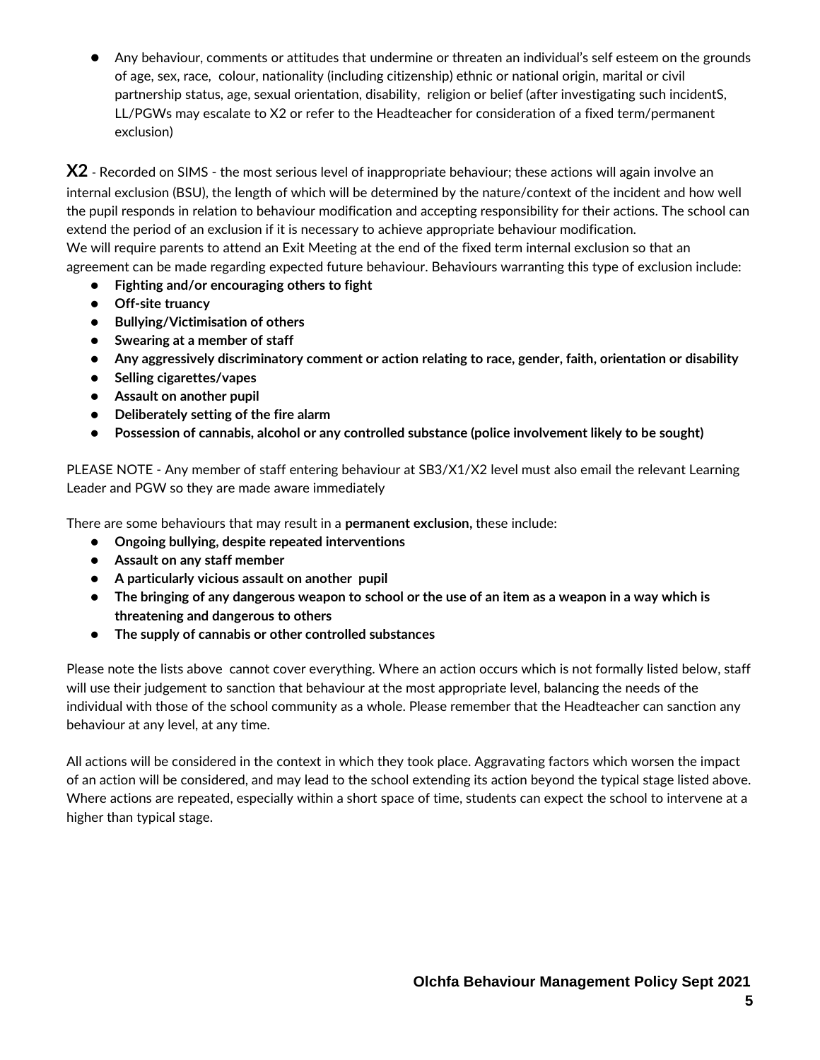- Any behaviour, comments or attitudes that undermine or threaten an individual's self esteem on the grounds of age, sex, race, colour, nationality (including citizenship) ethnic or national origin, marital or civil partnership status, age, sexual orientation, disability, religion or belief (after investigating such incidentS, LL/PGWs may escalate to X2 or refer to the Headteacher for consideration of a fixed term/permanent exclusion)

**X2** - Recorded on SIMS - the most serious level of inappropriate behaviour; these actions will again involve an internal exclusion (BSU), the length of which will be determined by the nature/context of the incident and how well the pupil responds in relation to behaviour modification and accepting responsibility for their actions. The school can extend the period of an exclusion if it is necessary to achieve appropriate behaviour modification.
We will require parents to attend an Exit Meeting at the end of the fixed term internal exclusion so that an agreement can be made regarding expected future behaviour. Behaviours warranting this type of exclusion include:

- **Fighting and/or encouraging others to fight**
- **Off-site truancy**
- **Bullying/Victimisation of others**
- **Swearing at a member of staff**
- **Any aggressively discriminatory comment or action relating to race, gender, faith, orientation or disability**
- **Selling cigarettes/vapes**
- **Assault on another pupil**
- **Deliberately setting of the fire alarm**
- **Possession of cannabis, alcohol or any controlled substance (police involvement likely to be sought)**

PLEASE NOTE - Any member of staff entering behaviour at SB3/X1/X2 level must also email the relevant Learning Leader and PGW so they are made aware immediately

There are some behaviours that may result in a **permanent exclusion,** these include:

- **Ongoing bullying, despite repeated interventions**
- **Assault on any staff member**
- **A particularly vicious assault on another pupil**
- **The bringing of any dangerous weapon to school or the use of an item as a weapon in a way which is threatening and dangerous to others**
- **The supply of cannabis or other controlled substances**

Please note the lists above cannot cover everything. Where an action occurs which is not formally listed below, staff will use their judgement to sanction that behaviour at the most appropriate level, balancing the needs of the individual with those of the school community as a whole. Please remember that the Headteacher can sanction any behaviour at any level, at any time.

All actions will be considered in the context in which they took place. Aggravating factors which worsen the impact of an action will be considered, and may lead to the school extending its action beyond the typical stage listed above. Where actions are repeated, especially within a short space of time, students can expect the school to intervene at a higher than typical stage.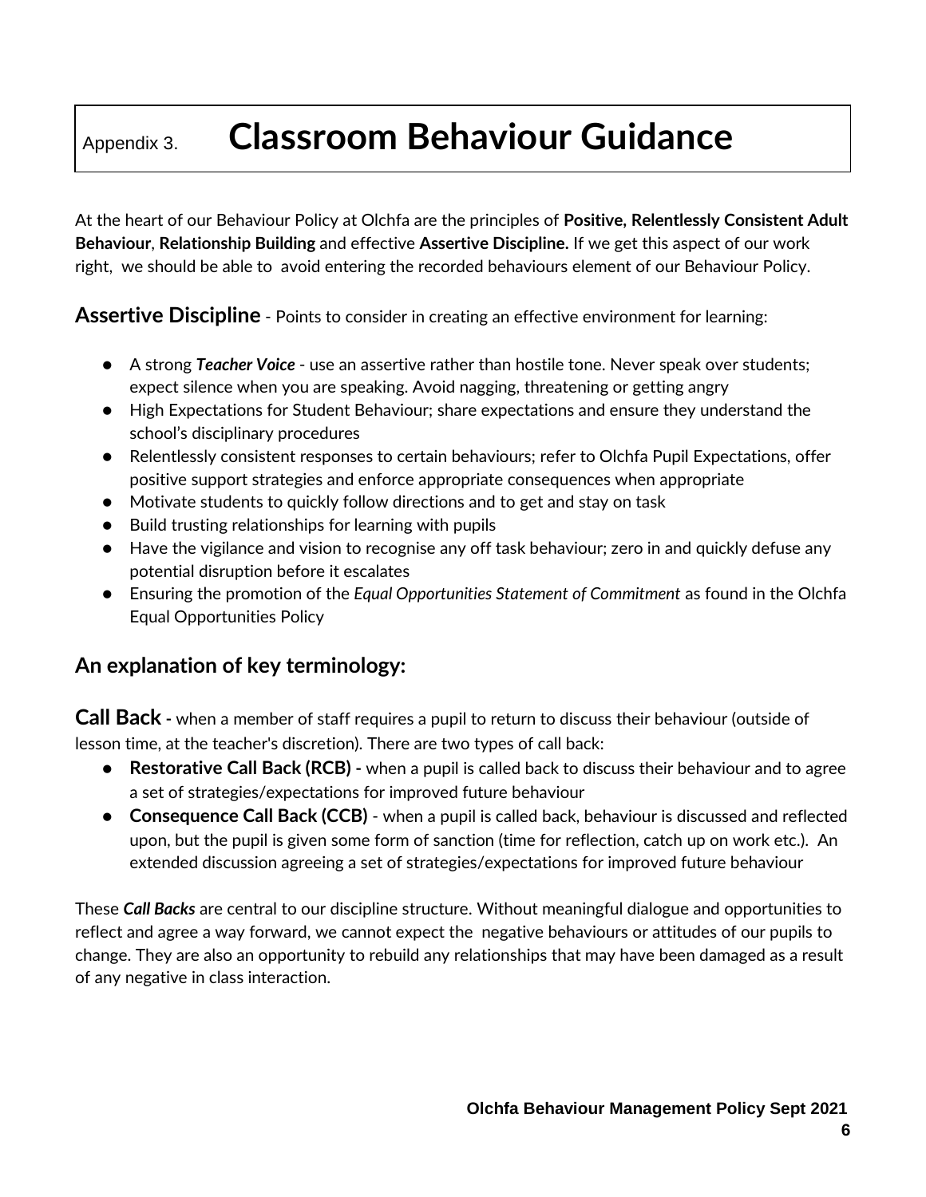# Appendix 3. Classroom Behaviour Guidance

At the heart of our Behaviour Policy at Olchfa are the principles of **Positive, Relentlessly Consistent Adult Behaviour**, **Relationship Building** and effective **Assertive Discipline.** If we get this aspect of our work right, we should be able to avoid entering the recorded behaviours element of our Behaviour Policy.

**Assertive Discipline** - Points to consider in creating an effective environment for learning:

- A strong ***Teacher Voice*** - use an assertive rather than hostile tone. Never speak over students; expect silence when you are speaking. Avoid nagging, threatening or getting angry
- High Expectations for Student Behaviour; share expectations and ensure they understand the school's disciplinary procedures
- Relentlessly consistent responses to certain behaviours; refer to Olchfa Pupil Expectations, offer positive support strategies and enforce appropriate consequences when appropriate
- Motivate students to quickly follow directions and to get and stay on task
- Build trusting relationships for learning with pupils
- Have the vigilance and vision to recognise any off task behaviour; zero in and quickly defuse any potential disruption before it escalates
- Ensuring the promotion of the *Equal Opportunities Statement of Commitment* as found in the Olchfa Equal Opportunities Policy

## An explanation of key terminology:

**Call Back -** when a member of staff requires a pupil to return to discuss their behaviour (outside of lesson time, at the teacher's discretion). There are two types of call back:

- **Restorative Call Back (RCB) -** when a pupil is called back to discuss their behaviour and to agree a set of strategies/expectations for improved future behaviour
- **Consequence Call Back (CCB)** - when a pupil is called back, behaviour is discussed and reflected upon, but the pupil is given some form of sanction (time for reflection, catch up on work etc.). An extended discussion agreeing a set of strategies/expectations for improved future behaviour

These ***Call Backs*** are central to our discipline structure. Without meaningful dialogue and opportunities to reflect and agree a way forward, we cannot expect the negative behaviours or attitudes of our pupils to change. They are also an opportunity to rebuild any relationships that may have been damaged as a result of any negative in class interaction.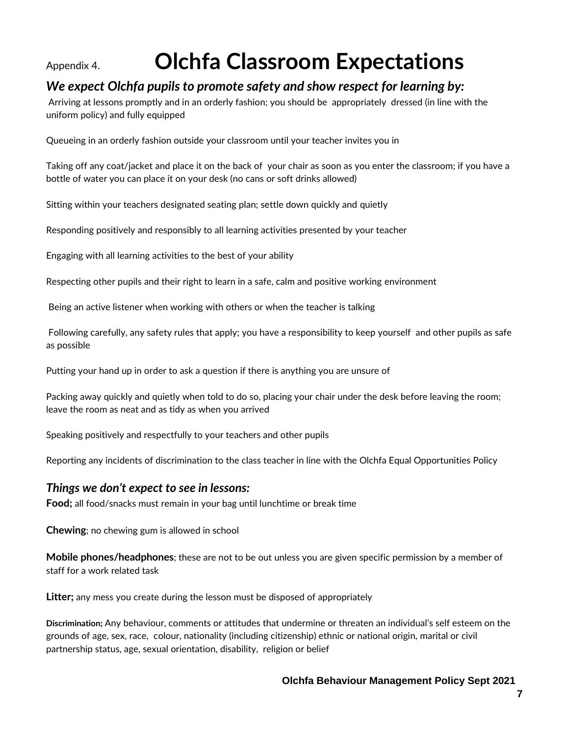Appendix 4.

# Olchfa Classroom Expectations

### *We expect Olchfa pupils to promote safety and show respect for learning by:*

Arriving at lessons promptly and in an orderly fashion; you should be appropriately dressed (in line with the uniform policy) and fully equipped

Queueing in an orderly fashion outside your classroom until your teacher invites you in

Taking off any coat/jacket and place it on the back of your chair as soon as you enter the classroom; if you have a bottle of water you can place it on your desk (no cans or soft drinks allowed)

Sitting within your teachers designated seating plan; settle down quickly and quietly

Responding positively and responsibly to all learning activities presented by your teacher

Engaging with all learning activities to the best of your ability

Respecting other pupils and their right to learn in a safe, calm and positive working environment

Being an active listener when working with others or when the teacher is talking

Following carefully, any safety rules that apply; you have a responsibility to keep yourself and other pupils as safe as possible

Putting your hand up in order to ask a question if there is anything you are unsure of

Packing away quickly and quietly when told to do so, placing your chair under the desk before leaving the room; leave the room as neat and as tidy as when you arrived

Speaking positively and respectfully to your teachers and other pupils

Reporting any incidents of discrimination to the class teacher in line with the Olchfa Equal Opportunities Policy

### *Things we don't expect to see in lessons:*

**Food;** all food/snacks must remain in your bag until lunchtime or break time

**Chewing**; no chewing gum is allowed in school

**Mobile phones/headphones**; these are not to be out unless you are given specific permission by a member of staff for a work related task

**Litter;** any mess you create during the lesson must be disposed of appropriately

**Discrimination;** Any behaviour, comments or attitudes that undermine or threaten an individual's self esteem on the grounds of age, sex, race, colour, nationality (including citizenship) ethnic or national origin, marital or civil partnership status, age, sexual orientation, disability, religion or belief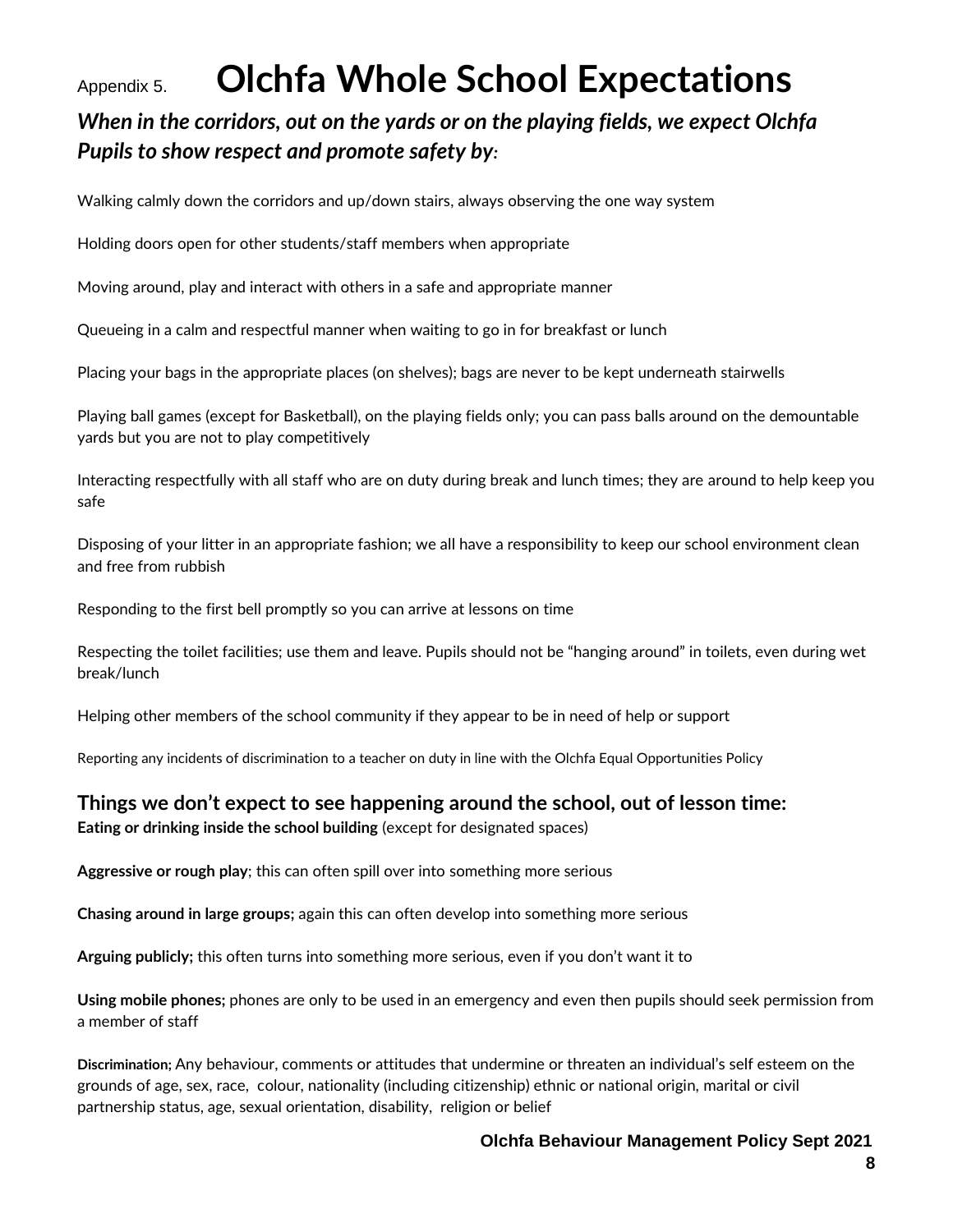Appendix 5.

# Olchfa Whole School Expectations

## *When in the corridors, out on the yards or on the playing fields, we expect Olchfa Pupils to show respect and promote safety by:*

Walking calmly down the corridors and up/down stairs, always observing the one way system

Holding doors open for other students/staff members when appropriate

Moving around, play and interact with others in a safe and appropriate manner

Queueing in a calm and respectful manner when waiting to go in for breakfast or lunch

Placing your bags in the appropriate places (on shelves); bags are never to be kept underneath stairwells

Playing ball games (except for Basketball), on the playing fields only; you can pass balls around on the demountable yards but you are not to play competitively

Interacting respectfully with all staff who are on duty during break and lunch times; they are around to help keep you safe

Disposing of your litter in an appropriate fashion; we all have a responsibility to keep our school environment clean and free from rubbish

Responding to the first bell promptly so you can arrive at lessons on time

Respecting the toilet facilities; use them and leave. Pupils should not be "hanging around" in toilets, even during wet break/lunch

Helping other members of the school community if they appear to be in need of help or support

Reporting any incidents of discrimination to a teacher on duty in line with the Olchfa Equal Opportunities Policy

## Things we don't expect to see happening around the school, out of lesson time:

**Eating or drinking inside the school building** (except for designated spaces)

**Aggressive or rough play**; this can often spill over into something more serious

**Chasing around in large groups;** again this can often develop into something more serious

**Arguing publicly;** this often turns into something more serious, even if you don't want it to

**Using mobile phones;** phones are only to be used in an emergency and even then pupils should seek permission from a member of staff

**Discrimination;** Any behaviour, comments or attitudes that undermine or threaten an individual's self esteem on the grounds of age, sex, race, colour, nationality (including citizenship) ethnic or national origin, marital or civil partnership status, age, sexual orientation, disability, religion or belief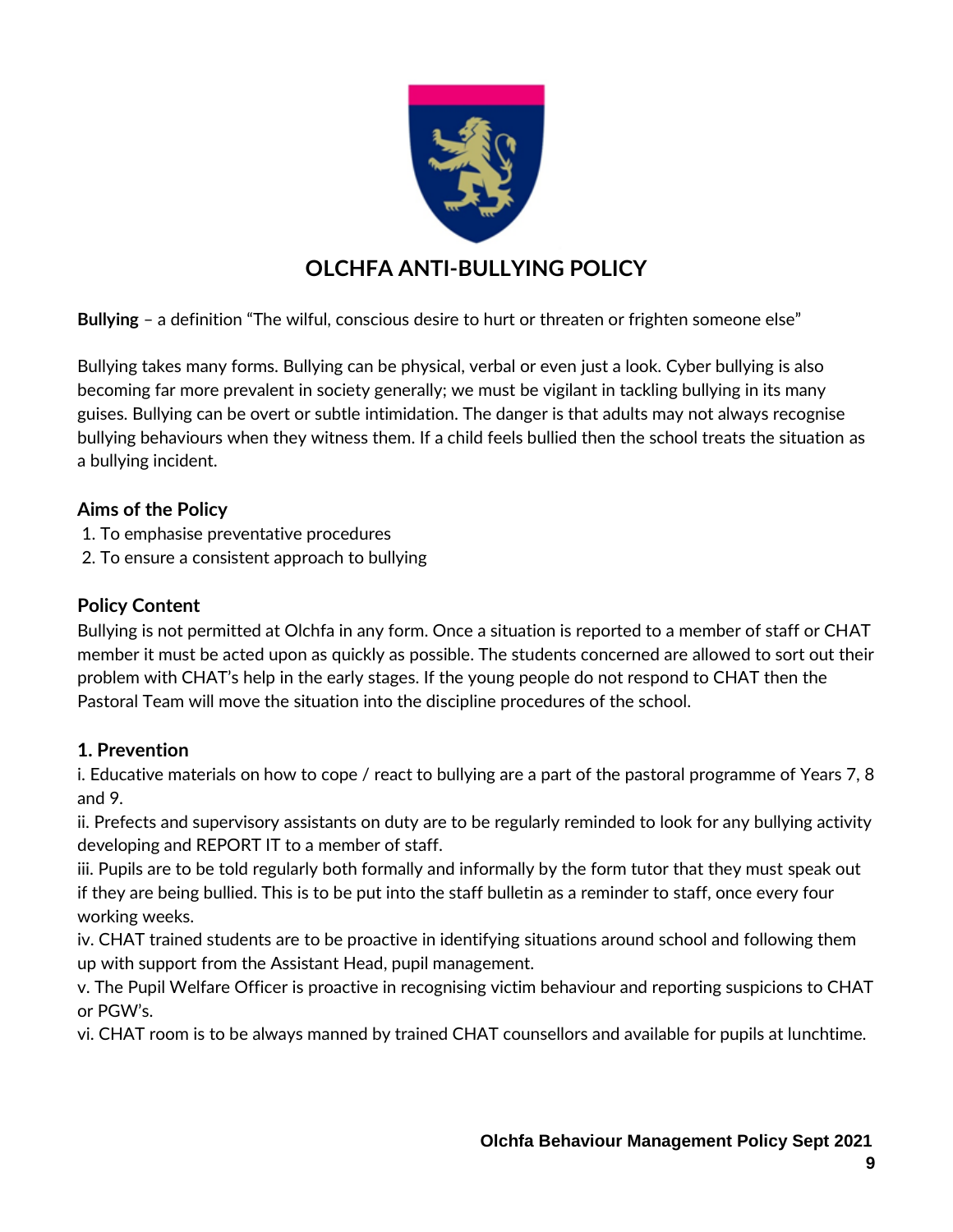# OLCHFA ANTI-BULLYING POLICY

**Bullying** – a definition "The wilful, conscious desire to hurt or threaten or frighten someone else"

Bullying takes many forms. Bullying can be physical, verbal or even just a look. Cyber bullying is also becoming far more prevalent in society generally; we must be vigilant in tackling bullying in its many guises. Bullying can be overt or subtle intimidation. The danger is that adults may not always recognise bullying behaviours when they witness them. If a child feels bullied then the school treats the situation as a bullying incident.

## Aims of the Policy

1. To emphasise preventative procedures
2. To ensure a consistent approach to bullying

## Policy Content

Bullying is not permitted at Olchfa in any form. Once a situation is reported to a member of staff or CHAT member it must be acted upon as quickly as possible. The students concerned are allowed to sort out their problem with CHAT's help in the early stages. If the young people do not respond to CHAT then the Pastoral Team will move the situation into the discipline procedures of the school.

## 1. Prevention

i. Educative materials on how to cope / react to bullying are a part of the pastoral programme of Years 7, 8 and 9.

ii. Prefects and supervisory assistants on duty are to be regularly reminded to look for any bullying activity developing and REPORT IT to a member of staff.

iii. Pupils are to be told regularly both formally and informally by the form tutor that they must speak out if they are being bullied. This is to be put into the staff bulletin as a reminder to staff, once every four working weeks.

iv. CHAT trained students are to be proactive in identifying situations around school and following them up with support from the Assistant Head, pupil management.

v. The Pupil Welfare Officer is proactive in recognising victim behaviour and reporting suspicions to CHAT or PGW's.

vi. CHAT room is to be always manned by trained CHAT counsellors and available for pupils at lunchtime.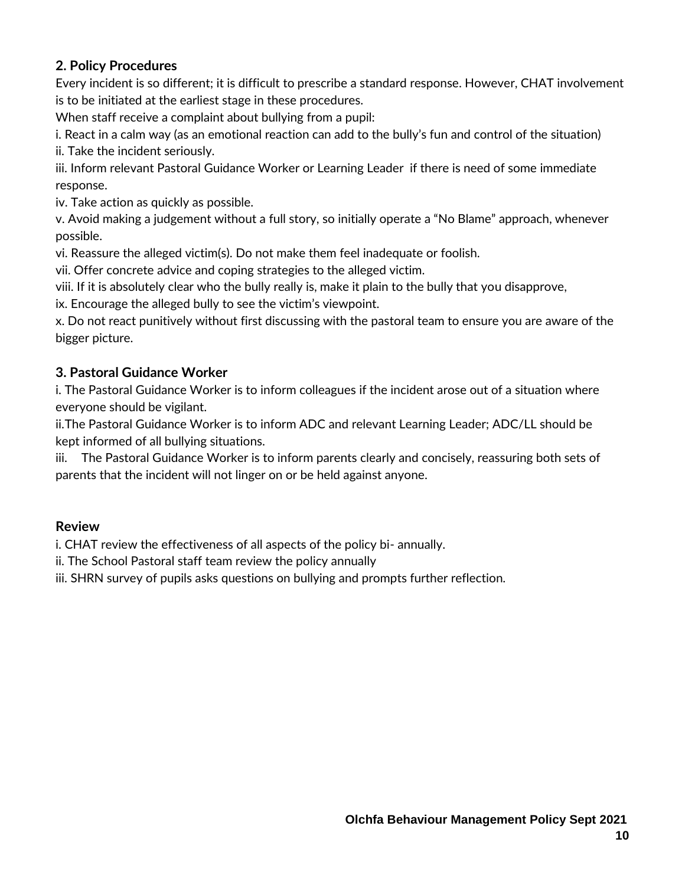## 2. Policy Procedures

Every incident is so different; it is difficult to prescribe a standard response. However, CHAT involvement is to be initiated at the earliest stage in these procedures.

When staff receive a complaint about bullying from a pupil:

i. React in a calm way (as an emotional reaction can add to the bully's fun and control of the situation)

ii. Take the incident seriously.

iii. Inform relevant Pastoral Guidance Worker or Learning Leader if there is need of some immediate response.

iv. Take action as quickly as possible.

v. Avoid making a judgement without a full story, so initially operate a "No Blame" approach, whenever possible.

vi. Reassure the alleged victim(s). Do not make them feel inadequate or foolish.

vii. Offer concrete advice and coping strategies to the alleged victim.

viii. If it is absolutely clear who the bully really is, make it plain to the bully that you disapprove,

ix. Encourage the alleged bully to see the victim's viewpoint.

x. Do not react punitively without first discussing with the pastoral team to ensure you are aware of the bigger picture.

## 3. Pastoral Guidance Worker

i. The Pastoral Guidance Worker is to inform colleagues if the incident arose out of a situation where everyone should be vigilant.

ii.The Pastoral Guidance Worker is to inform ADC and relevant Learning Leader; ADC/LL should be kept informed of all bullying situations.

iii. The Pastoral Guidance Worker is to inform parents clearly and concisely, reassuring both sets of parents that the incident will not linger on or be held against anyone.

## Review

i. CHAT review the effectiveness of all aspects of the policy bi- annually.

ii. The School Pastoral staff team review the policy annually

iii. SHRN survey of pupils asks questions on bullying and prompts further reflection.